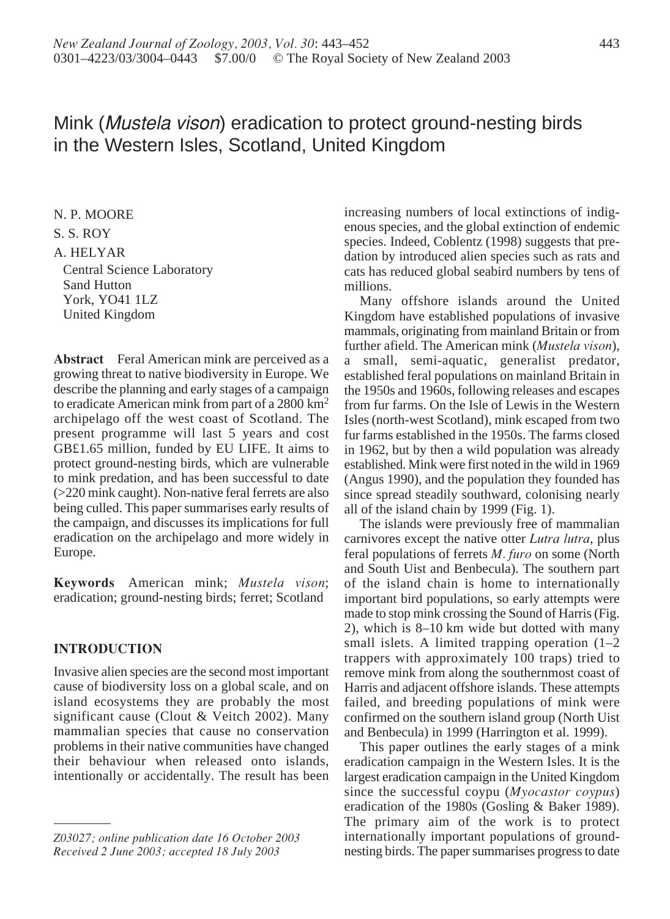# Mink (*Mustela vison*) eradication to protect ground-nesting birds in the Western Isles, Scotland, United Kingdom

N. P. MOORE

S. S. ROY

A. HELYAR

Central Science Laboratory
Sand Hutton
York, YO41 1LZ
United Kingdom

**Abstract** Feral American mink are perceived as a growing threat to native biodiversity in Europe. We describe the planning and early stages of a campaign to eradicate American mink from part of a 2800 km$^2$ archipelago off the west coast of Scotland. The present programme will last 5 years and cost GB£1.65 million, funded by EU LIFE. It aims to protect ground-nesting birds, which are vulnerable to mink predation, and has been successful to date (>220 mink caught). Non-native feral ferrets are also being culled. This paper summarises early results of the campaign, and discusses its implications for full eradication on the archipelago and more widely in Europe.

**Keywords** American mink; *Mustela vison*; eradication; ground-nesting birds; ferret; Scotland

*Z03027; online publication date 16 October 2003*
*Received 2 June 2003; accepted 18 July 2003*

## INTRODUCTION

Invasive alien species are the second most important cause of biodiversity loss on a global scale, and on island ecosystems they are probably the most significant cause (Clout & Veitch 2002). Many mammalian species that cause no conservation problems in their native communities have changed their behaviour when released onto islands, intentionally or accidentally. The result has been increasing numbers of local extinctions of indigenous species, and the global extinction of endemic species. Indeed, Coblentz (1998) suggests that predation by introduced alien species such as rats and cats has reduced global seabird numbers by tens of millions.

Many offshore islands around the United Kingdom have established populations of invasive mammals, originating from mainland Britain or from further afield. The American mink (*Mustela vison*), a small, semi-aquatic, generalist predator, established feral populations on mainland Britain in the 1950s and 1960s, following releases and escapes from fur farms. On the Isle of Lewis in the Western Isles (north-west Scotland), mink escaped from two fur farms established in the 1950s. The farms closed in 1962, but by then a wild population was already established. Mink were first noted in the wild in 1969 (Angus 1990), and the population they founded has since spread steadily southward, colonising nearly all of the island chain by 1999 (Fig. 1).

The islands were previously free of mammalian carnivores except the native otter *Lutra lutra*, plus feral populations of ferrets *M. furo* on some (North and South Uist and Benbecula). The southern part of the island chain is home to internationally important bird populations, so early attempts were made to stop mink crossing the Sound of Harris (Fig. 2), which is 8–10 km wide but dotted with many small islets. A limited trapping operation (1–2 trappers with approximately 100 traps) tried to remove mink from along the southernmost coast of Harris and adjacent offshore islands. These attempts failed, and breeding populations of mink were confirmed on the southern island group (North Uist and Benbecula) in 1999 (Harrington et al. 1999).

This paper outlines the early stages of a mink eradication campaign in the Western Isles. It is the largest eradication campaign in the United Kingdom since the successful coypu (*Myocastor coypus*) eradication of the 1980s (Gosling & Baker 1989). The primary aim of the work is to protect internationally important populations of ground-nesting birds. The paper summarises progress to date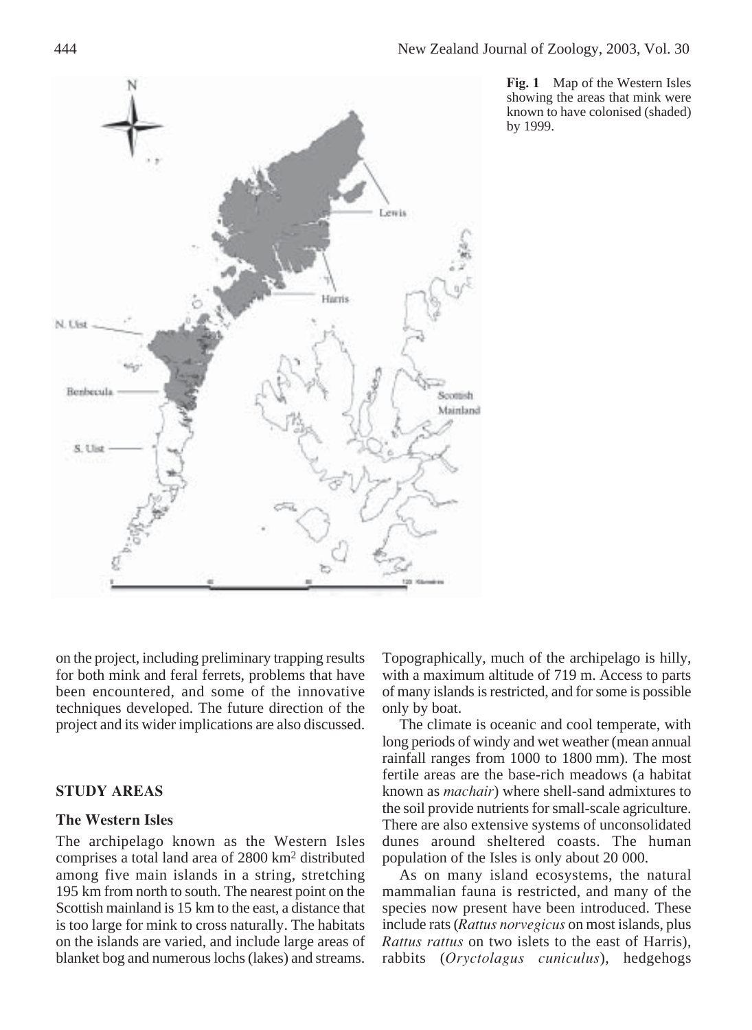**Fig. 1** Map of the Western Isles showing the areas that mink were known to have colonised (shaded) by 1999.

on the project, including preliminary trapping results for both mink and feral ferrets, problems that have been encountered, and some of the innovative techniques developed. The future direction of the project and its wider implications are also discussed.

## STUDY AREAS

### The Western Isles

The archipelago known as the Western Isles comprises a total land area of 2800 km$^2$ distributed among five main islands in a string, stretching 195 km from north to south. The nearest point on the Scottish mainland is 15 km to the east, a distance that is too large for mink to cross naturally. The habitats on the islands are varied, and include large areas of blanket bog and numerous lochs (lakes) and streams. Topographically, much of the archipelago is hilly, with a maximum altitude of 719 m. Access to parts of many islands is restricted, and for some is possible only by boat.

The climate is oceanic and cool temperate, with long periods of windy and wet weather (mean annual rainfall ranges from 1000 to 1800 mm). The most fertile areas are the base-rich meadows (a habitat known as *machair*) where shell-sand admixtures to the soil provide nutrients for small-scale agriculture. There are also extensive systems of unconsolidated dunes around sheltered coasts. The human population of the Isles is only about 20 000.

As on many island ecosystems, the natural mammalian fauna is restricted, and many of the species now present have been introduced. These include rats (*Rattus norvegicus* on most islands, plus *Rattus rattus* on two islets to the east of Harris), rabbits (*Oryctolagus cuniculus*), hedgehogs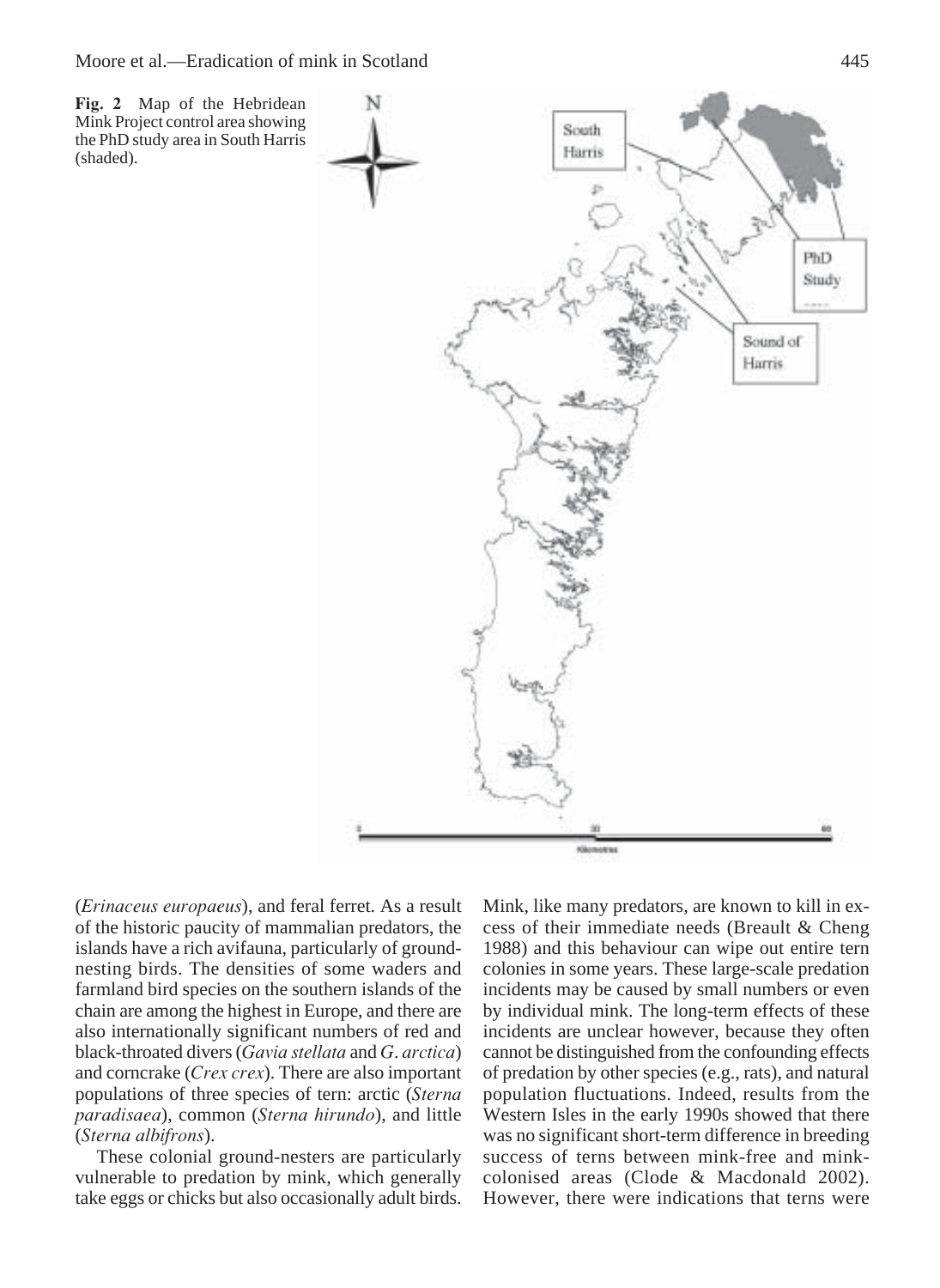**Fig. 2** Map of the Hebridean Mink Project control area showing the PhD study area in South Harris (shaded).

(*Erinaceus europaeus*), and feral ferret. As a result of the historic paucity of mammalian predators, the islands have a rich avifauna, particularly of ground-nesting birds. The densities of some waders and farmland bird species on the southern islands of the chain are among the highest in Europe, and there are also internationally significant numbers of red and black-throated divers (*Gavia stellata* and *G. arctica*) and corncrake (*Crex crex*). There are also important populations of three species of tern: arctic (*Sterna paradisaea*), common (*Sterna hirundo*), and little (*Sterna albifrons*).

These colonial ground-nesters are particularly vulnerable to predation by mink, which generally take eggs or chicks but also occasionally adult birds. Mink, like many predators, are known to kill in excess of their immediate needs (Breault & Cheng 1988) and this behaviour can wipe out entire tern colonies in some years. These large-scale predation incidents may be caused by small numbers or even by individual mink. The long-term effects of these incidents are unclear however, because they often cannot be distinguished from the confounding effects of predation by other species (e.g., rats), and natural population fluctuations. Indeed, results from the Western Isles in the early 1990s showed that there was no significant short-term difference in breeding success of terns between mink-free and mink-colonised areas (Clode & Macdonald 2002). However, there were indications that terns were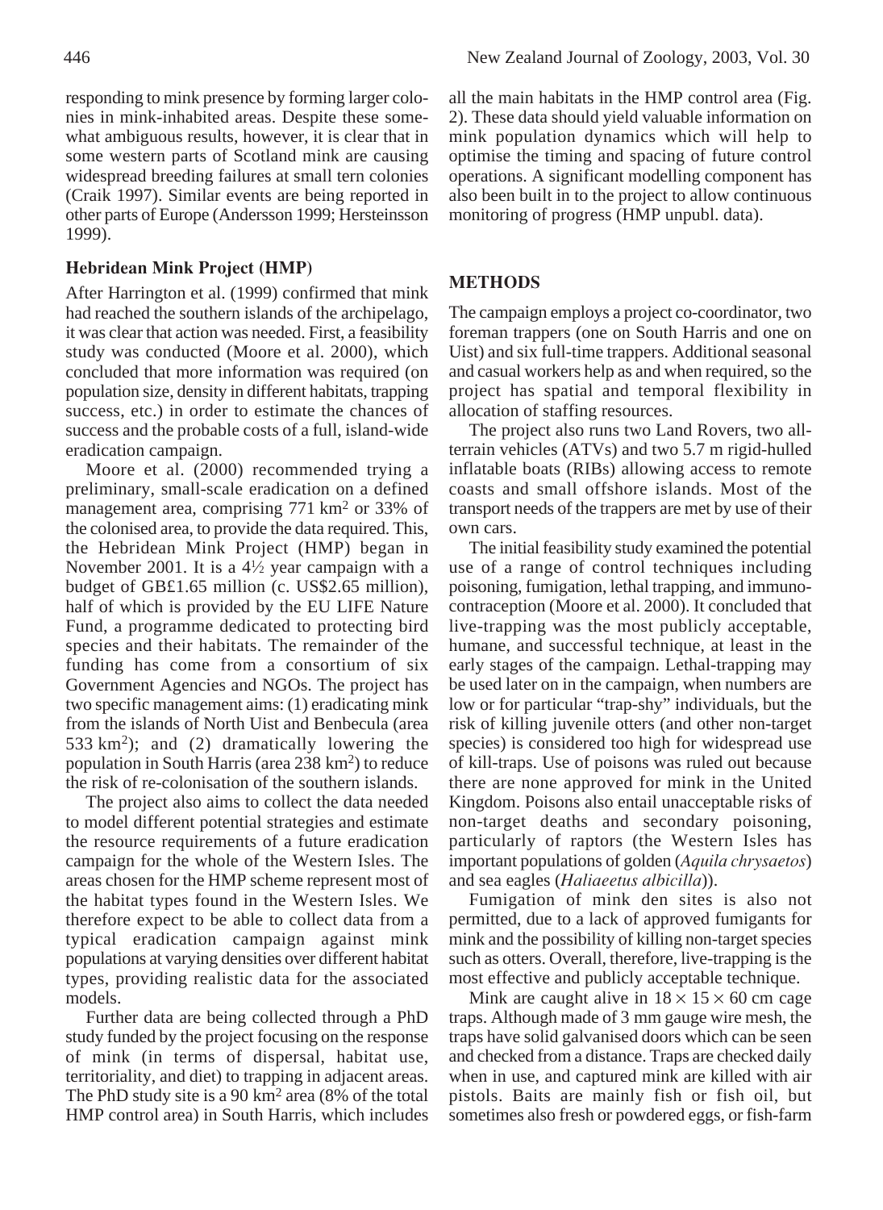responding to mink presence by forming larger colonies in mink-inhabited areas. Despite these somewhat ambiguous results, however, it is clear that in some western parts of Scotland mink are causing widespread breeding failures at small tern colonies (Craik 1997). Similar events are being reported in other parts of Europe (Andersson 1999; Hersteinsson 1999).

### Hebridean Mink Project (HMP)

After Harrington et al. (1999) confirmed that mink had reached the southern islands of the archipelago, it was clear that action was needed. First, a feasibility study was conducted (Moore et al. 2000), which concluded that more information was required (on population size, density in different habitats, trapping success, etc.) in order to estimate the chances of success and the probable costs of a full, island-wide eradication campaign.

Moore et al. (2000) recommended trying a preliminary, small-scale eradication on a defined management area, comprising 771 km$^2$ or 33% of the colonised area, to provide the data required. This, the Hebridean Mink Project (HMP) began in November 2001. It is a 4½ year campaign with a budget of GB£1.65 million (c. US$2.65 million), half of which is provided by the EU LIFE Nature Fund, a programme dedicated to protecting bird species and their habitats. The remainder of the funding has come from a consortium of six Government Agencies and NGOs. The project has two specific management aims: (1) eradicating mink from the islands of North Uist and Benbecula (area 533 km$^2$); and (2) dramatically lowering the population in South Harris (area 238 km$^2$) to reduce the risk of re-colonisation of the southern islands.

The project also aims to collect the data needed to model different potential strategies and estimate the resource requirements of a future eradication campaign for the whole of the Western Isles. The areas chosen for the HMP scheme represent most of the habitat types found in the Western Isles. We therefore expect to be able to collect data from a typical eradication campaign against mink populations at varying densities over different habitat types, providing realistic data for the associated models.

Further data are being collected through a PhD study funded by the project focusing on the response of mink (in terms of dispersal, habitat use, territoriality, and diet) to trapping in adjacent areas. The PhD study site is a 90 km$^2$ area (8% of the total HMP control area) in South Harris, which includes all the main habitats in the HMP control area (Fig. 2). These data should yield valuable information on mink population dynamics which will help to optimise the timing and spacing of future control operations. A significant modelling component has also been built in to the project to allow continuous monitoring of progress (HMP unpubl. data).

## METHODS

The campaign employs a project co-coordinator, two foreman trappers (one on South Harris and one on Uist) and six full-time trappers. Additional seasonal and casual workers help as and when required, so the project has spatial and temporal flexibility in allocation of staffing resources.

The project also runs two Land Rovers, two all-terrain vehicles (ATVs) and two 5.7 m rigid-hulled inflatable boats (RIBs) allowing access to remote coasts and small offshore islands. Most of the transport needs of the trappers are met by use of their own cars.

The initial feasibility study examined the potential use of a range of control techniques including poisoning, fumigation, lethal trapping, and immuno-contraception (Moore et al. 2000). It concluded that live-trapping was the most publicly acceptable, humane, and successful technique, at least in the early stages of the campaign. Lethal-trapping may be used later on in the campaign, when numbers are low or for particular "trap-shy" individuals, but the risk of killing juvenile otters (and other non-target species) is considered too high for widespread use of kill-traps. Use of poisons was ruled out because there are none approved for mink in the United Kingdom. Poisons also entail unacceptable risks of non-target deaths and secondary poisoning, particularly of raptors (the Western Isles has important populations of golden (*Aquila chrysaetos*) and sea eagles (*Haliaeetus albicilla*)).

Fumigation of mink den sites is also not permitted, due to a lack of approved fumigants for mink and the possibility of killing non-target species such as otters. Overall, therefore, live-trapping is the most effective and publicly acceptable technique.

Mink are caught alive in $18 \times 15 \times 60$ cm cage traps. Although made of 3 mm gauge wire mesh, the traps have solid galvanised doors which can be seen and checked from a distance. Traps are checked daily when in use, and captured mink are killed with air pistols. Baits are mainly fish or fish oil, but sometimes also fresh or powdered eggs, or fish-farm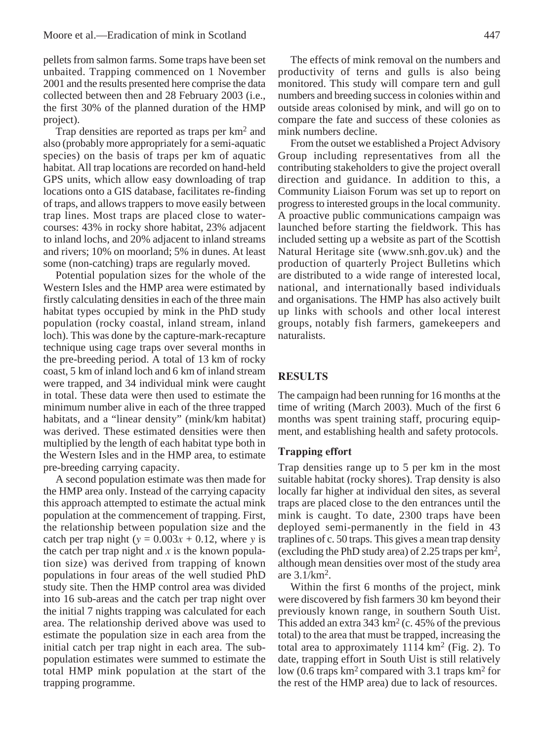pellets from salmon farms. Some traps have been set unbaited. Trapping commenced on 1 November 2001 and the results presented here comprise the data collected between then and 28 February 2003 (i.e., the first 30% of the planned duration of the HMP project).

Trap densities are reported as traps per km$^2$ and also (probably more appropriately for a semi-aquatic species) on the basis of traps per km of aquatic habitat. All trap locations are recorded on hand-held GPS units, which allow easy downloading of trap locations onto a GIS database, facilitates re-finding of traps, and allows trappers to move easily between trap lines. Most traps are placed close to water-courses: 43% in rocky shore habitat, 23% adjacent to inland lochs, and 20% adjacent to inland streams and rivers; 10% on moorland; 5% in dunes. At least some (non-catching) traps are regularly moved.

Potential population sizes for the whole of the Western Isles and the HMP area were estimated by firstly calculating densities in each of the three main habitat types occupied by mink in the PhD study population (rocky coastal, inland stream, inland loch). This was done by the capture-mark-recapture technique using cage traps over several months in the pre-breeding period. A total of 13 km of rocky coast, 5 km of inland loch and 6 km of inland stream were trapped, and 34 individual mink were caught in total. These data were then used to estimate the minimum number alive in each of the three trapped habitats, and a "linear density" (mink/km habitat) was derived. These estimated densities were then multiplied by the length of each habitat type both in the Western Isles and in the HMP area, to estimate pre-breeding carrying capacity.

A second population estimate was then made for the HMP area only. Instead of the carrying capacity this approach attempted to estimate the actual mink population at the commencement of trapping. First, the relationship between population size and the catch per trap night ($y = 0.003x + 0.12$, where $y$ is the catch per trap night and $x$ is the known population size) was derived from trapping of known populations in four areas of the well studied PhD study site. Then the HMP control area was divided into 16 sub-areas and the catch per trap night over the initial 7 nights trapping was calculated for each area. The relationship derived above was used to estimate the population size in each area from the initial catch per trap night in each area. The sub-population estimates were summed to estimate the total HMP mink population at the start of the trapping programme.

The effects of mink removal on the numbers and productivity of terns and gulls is also being monitored. This study will compare tern and gull numbers and breeding success in colonies within and outside areas colonised by mink, and will go on to compare the fate and success of these colonies as mink numbers decline.

From the outset we established a Project Advisory Group including representatives from all the contributing stakeholders to give the project overall direction and guidance. In addition to this, a Community Liaison Forum was set up to report on progress to interested groups in the local community. A proactive public communications campaign was launched before starting the fieldwork. This has included setting up a website as part of the Scottish Natural Heritage site (www.snh.gov.uk) and the production of quarterly Project Bulletins which are distributed to a wide range of interested local, national, and internationally based individuals and organisations. The HMP has also actively built up links with schools and other local interest groups, notably fish farmers, gamekeepers and naturalists.

## RESULTS

The campaign had been running for 16 months at the time of writing (March 2003). Much of the first 6 months was spent training staff, procuring equipment, and establishing health and safety protocols.

### Trapping effort

Trap densities range up to 5 per km in the most suitable habitat (rocky shores). Trap density is also locally far higher at individual den sites, as several traps are placed close to the den entrances until the mink is caught. To date, 2300 traps have been deployed semi-permanently in the field in 43 traplines of c. 50 traps. This gives a mean trap density (excluding the PhD study area) of 2.25 traps per km$^2$, although mean densities over most of the study area are 3.1/km$^2$.

Within the first 6 months of the project, mink were discovered by fish farmers 30 km beyond their previously known range, in southern South Uist. This added an extra 343 km$^2$ (c. 45% of the previous total) to the area that must be trapped, increasing the total area to approximately 1114 km$^2$ (Fig. 2). To date, trapping effort in South Uist is still relatively low (0.6 traps km$^2$ compared with 3.1 traps km$^2$ for the rest of the HMP area) due to lack of resources.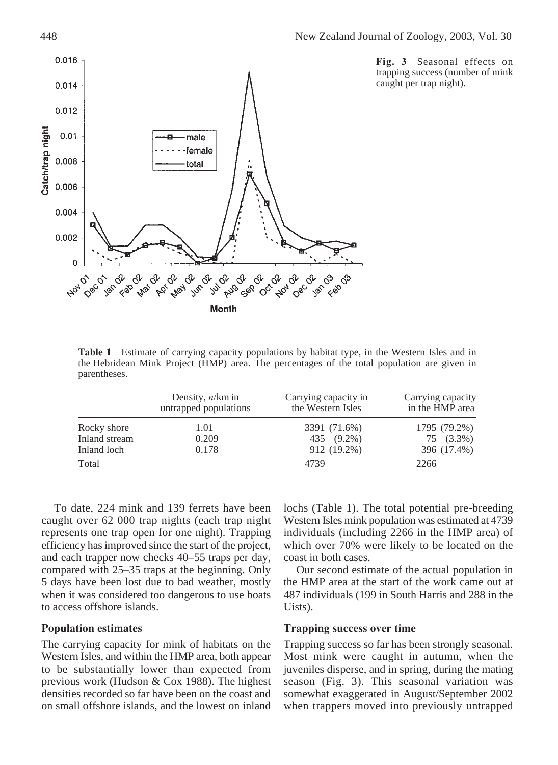**Fig. 3** Seasonal effects on trapping success (number of mink caught per trap night).

**Table 1** Estimate of carrying capacity populations by habitat type, in the Western Isles and in the Hebridean Mink Project (HMP) area. The percentages of the total population are given in parentheses.

| | Density, *n*/km in untrapped populations | Carrying capacity in the Western Isles | Carrying capacity in the HMP area |
|---|---|---|---|
| Rocky shore | 1.01 | 3391 (71.6%) | 1795 (79.2%) |
| Inland stream | 0.209 | 435 (9.2%) | 75 (3.3%) |
| Inland loch | 0.178 | 912 (19.2%) | 396 (17.4%) |
| Total | | 4739 | 2266 |

To date, 224 mink and 139 ferrets have been caught over 62 000 trap nights (each trap night represents one trap open for one night). Trapping efficiency has improved since the start of the project, and each trapper now checks 40–55 traps per day, compared with 25–35 traps at the beginning. Only 5 days have been lost due to bad weather, mostly when it was considered too dangerous to use boats to access offshore islands.

### Population estimates

The carrying capacity for mink of habitats on the Western Isles, and within the HMP area, both appear to be substantially lower than expected from previous work (Hudson & Cox 1988). The highest densities recorded so far have been on the coast and on small offshore islands, and the lowest on inland lochs (Table 1). The total potential pre-breeding Western Isles mink population was estimated at 4739 individuals (including 2266 in the HMP area) of which over 70% were likely to be located on the coast in both cases.

Our second estimate of the actual population in the HMP area at the start of the work came out at 487 individuals (199 in South Harris and 288 in the Uists).

### Trapping success over time

Trapping success so far has been strongly seasonal. Most mink were caught in autumn, when the juveniles disperse, and in spring, during the mating season (Fig. 3). This seasonal variation was somewhat exaggerated in August/September 2002 when trappers moved into previously untrapped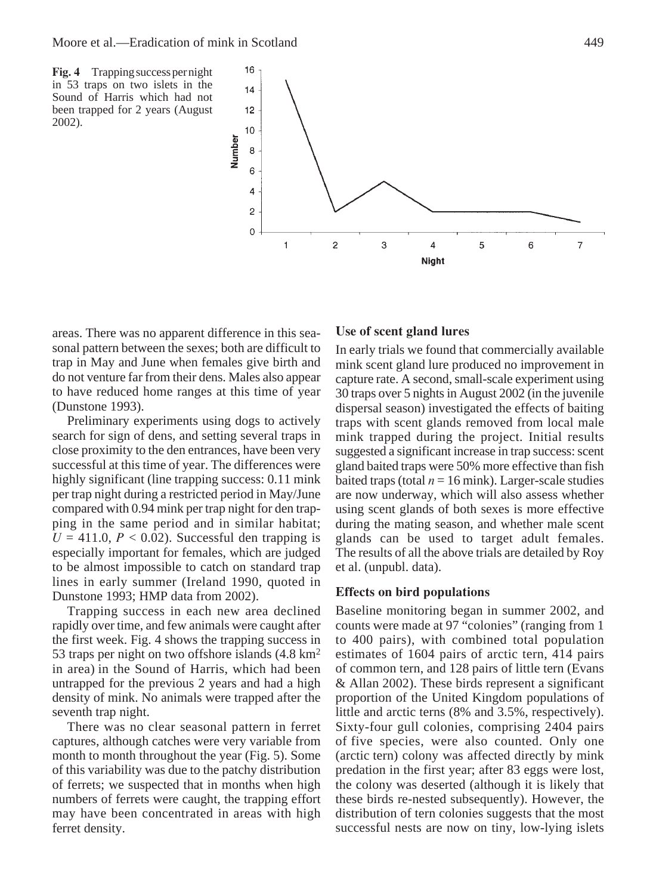**Fig. 4** Trapping success per night in 53 traps on two islets in the Sound of Harris which had not been trapped for 2 years (August 2002).

areas. There was no apparent difference in this seasonal pattern between the sexes; both are difficult to trap in May and June when females give birth and do not venture far from their dens. Males also appear to have reduced home ranges at this time of year (Dunstone 1993).

Preliminary experiments using dogs to actively search for sign of dens, and setting several traps in close proximity to the den entrances, have been very successful at this time of year. The differences were highly significant (line trapping success: 0.11 mink per trap night during a restricted period in May/June compared with 0.94 mink per trap night for den trapping in the same period and in similar habitat; $U = 411.0$, $P < 0.02$). Successful den trapping is especially important for females, which are judged to be almost impossible to catch on standard trap lines in early summer (Ireland 1990, quoted in Dunstone 1993; HMP data from 2002).

Trapping success in each new area declined rapidly over time, and few animals were caught after the first week. Fig. 4 shows the trapping success in 53 traps per night on two offshore islands (4.8 $km^2$ in area) in the Sound of Harris, which had been untrapped for the previous 2 years and had a high density of mink. No animals were trapped after the seventh trap night.

There was no clear seasonal pattern in ferret captures, although catches were very variable from month to month throughout the year (Fig. 5). Some of this variability was due to the patchy distribution of ferrets; we suspected that in months when high numbers of ferrets were caught, the trapping effort may have been concentrated in areas with high ferret density.

### Use of scent gland lures

In early trials we found that commercially available mink scent gland lure produced no improvement in capture rate. A second, small-scale experiment using 30 traps over 5 nights in August 2002 (in the juvenile dispersal season) investigated the effects of baiting traps with scent glands removed from local male mink trapped during the project. Initial results suggested a significant increase in trap success: scent gland baited traps were 50% more effective than fish baited traps (total $n = 16$ mink). Larger-scale studies are now underway, which will also assess whether using scent glands of both sexes is more effective during the mating season, and whether male scent glands can be used to target adult females. The results of all the above trials are detailed by Roy et al. (unpubl. data).

### Effects on bird populations

Baseline monitoring began in summer 2002, and counts were made at 97 "colonies" (ranging from 1 to 400 pairs), with combined total population estimates of 1604 pairs of arctic tern, 414 pairs of common tern, and 128 pairs of little tern (Evans & Allan 2002). These birds represent a significant proportion of the United Kingdom populations of little and arctic terns (8% and 3.5%, respectively). Sixty-four gull colonies, comprising 2404 pairs of five species, were also counted. Only one (arctic tern) colony was affected directly by mink predation in the first year; after 83 eggs were lost, the colony was deserted (although it is likely that these birds re-nested subsequently). However, the distribution of tern colonies suggests that the most successful nests are now on tiny, low-lying islets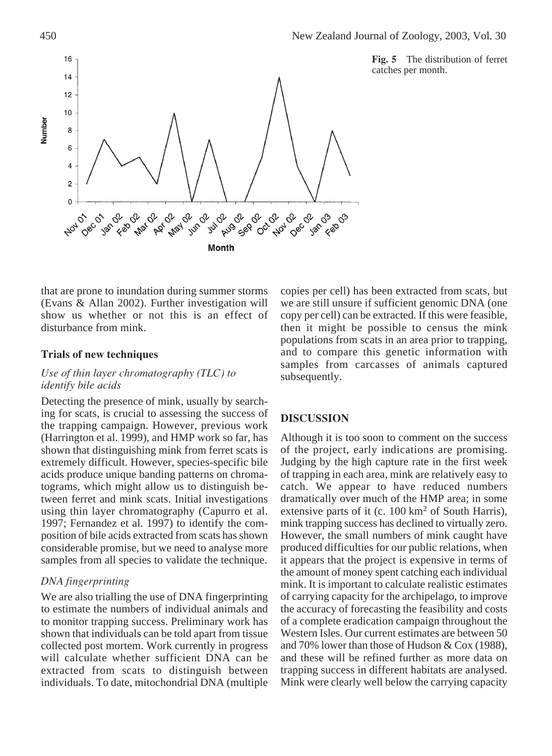**Fig. 5** The distribution of ferret catches per month.

that are prone to inundation during summer storms (Evans & Allan 2002). Further investigation will show us whether or not this is an effect of disturbance from mink.

### Trials of new techniques

#### *Use of thin layer chromatography (TLC) to identify bile acids*

Detecting the presence of mink, usually by searching for scats, is crucial to assessing the success of the trapping campaign. However, previous work (Harrington et al. 1999), and HMP work so far, has shown that distinguishing mink from ferret scats is extremely difficult. However, species-specific bile acids produce unique banding patterns on chromatograms, which might allow us to distinguish between ferret and mink scats. Initial investigations using thin layer chromatography (Capurro et al. 1997; Fernandez et al. 1997) to identify the composition of bile acids extracted from scats has shown considerable promise, but we need to analyse more samples from all species to validate the technique.

#### *DNA fingerprinting*

We are also trialling the use of DNA fingerprinting to estimate the numbers of individual animals and to monitor trapping success. Preliminary work has shown that individuals can be told apart from tissue collected post mortem. Work currently in progress will calculate whether sufficient DNA can be extracted from scats to distinguish between individuals. To date, mitochondrial DNA (multiple copies per cell) has been extracted from scats, but we are still unsure if sufficient genomic DNA (one copy per cell) can be extracted. If this were feasible, then it might be possible to census the mink populations from scats in an area prior to trapping, and to compare this genetic information with samples from carcasses of animals captured subsequently.

## DISCUSSION

Although it is too soon to comment on the success of the project, early indications are promising. Judging by the high capture rate in the first week of trapping in each area, mink are relatively easy to catch. We appear to have reduced numbers dramatically over much of the HMP area; in some extensive parts of it (c. 100 km$^2$ of South Harris), mink trapping success has declined to virtually zero. However, the small numbers of mink caught have produced difficulties for our public relations, when it appears that the project is expensive in terms of the amount of money spent catching each individual mink. It is important to calculate realistic estimates of carrying capacity for the archipelago, to improve the accuracy of forecasting the feasibility and costs of a complete eradication campaign throughout the Western Isles. Our current estimates are between 50 and 70% lower than those of Hudson & Cox (1988), and these will be refined further as more data on trapping success in different habitats are analysed. Mink were clearly well below the carrying capacity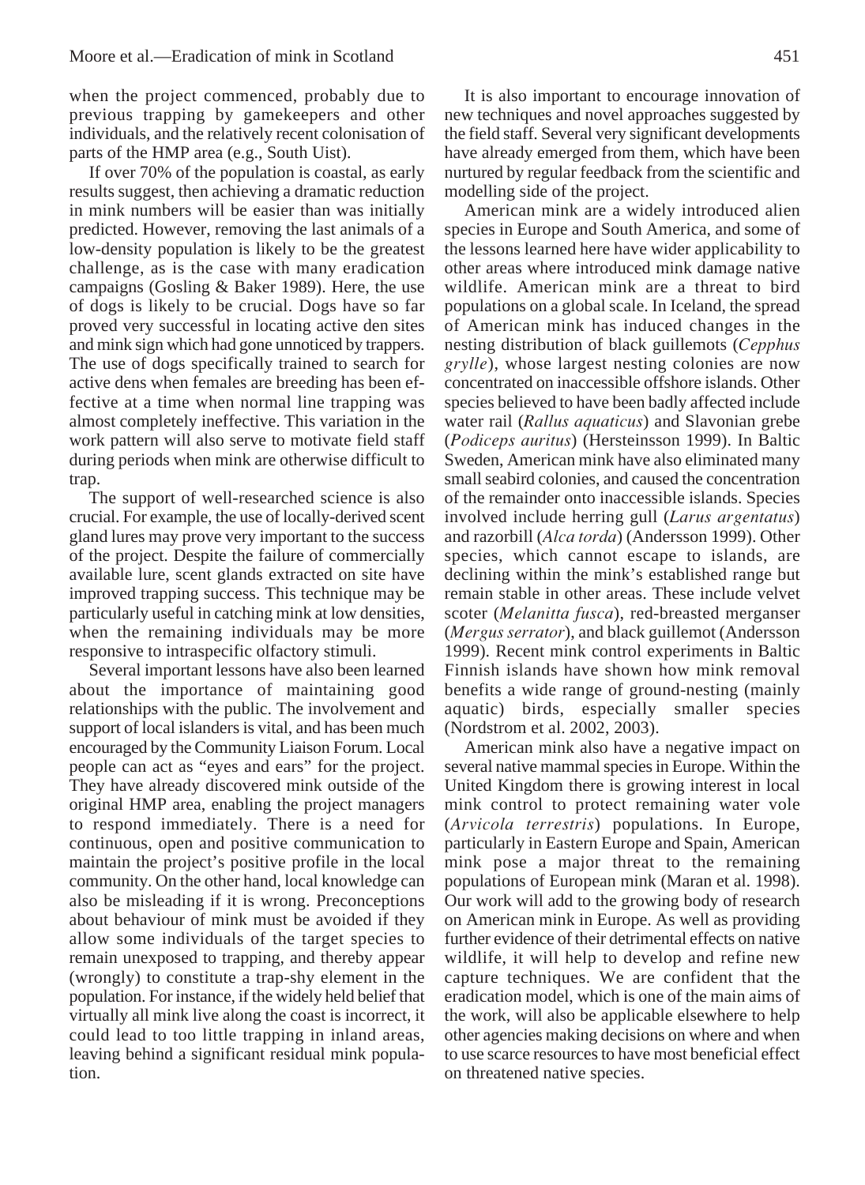when the project commenced, probably due to previous trapping by gamekeepers and other individuals, and the relatively recent colonisation of parts of the HMP area (e.g., South Uist).

If over 70% of the population is coastal, as early results suggest, then achieving a dramatic reduction in mink numbers will be easier than was initially predicted. However, removing the last animals of a low-density population is likely to be the greatest challenge, as is the case with many eradication campaigns (Gosling & Baker 1989). Here, the use of dogs is likely to be crucial. Dogs have so far proved very successful in locating active den sites and mink sign which had gone unnoticed by trappers. The use of dogs specifically trained to search for active dens when females are breeding has been effective at a time when normal line trapping was almost completely ineffective. This variation in the work pattern will also serve to motivate field staff during periods when mink are otherwise difficult to trap.

The support of well-researched science is also crucial. For example, the use of locally-derived scent gland lures may prove very important to the success of the project. Despite the failure of commercially available lure, scent glands extracted on site have improved trapping success. This technique may be particularly useful in catching mink at low densities, when the remaining individuals may be more responsive to intraspecific olfactory stimuli.

Several important lessons have also been learned about the importance of maintaining good relationships with the public. The involvement and support of local islanders is vital, and has been much encouraged by the Community Liaison Forum. Local people can act as "eyes and ears" for the project. They have already discovered mink outside of the original HMP area, enabling the project managers to respond immediately. There is a need for continuous, open and positive communication to maintain the project's positive profile in the local community. On the other hand, local knowledge can also be misleading if it is wrong. Preconceptions about behaviour of mink must be avoided if they allow some individuals of the target species to remain unexposed to trapping, and thereby appear (wrongly) to constitute a trap-shy element in the population. For instance, if the widely held belief that virtually all mink live along the coast is incorrect, it could lead to too little trapping in inland areas, leaving behind a significant residual mink population.

It is also important to encourage innovation of new techniques and novel approaches suggested by the field staff. Several very significant developments have already emerged from them, which have been nurtured by regular feedback from the scientific and modelling side of the project.

American mink are a widely introduced alien species in Europe and South America, and some of the lessons learned here have wider applicability to other areas where introduced mink damage native wildlife. American mink are a threat to bird populations on a global scale. In Iceland, the spread of American mink has induced changes in the nesting distribution of black guillemots (*Cepphus grylle*), whose largest nesting colonies are now concentrated on inaccessible offshore islands. Other species believed to have been badly affected include water rail (*Rallus aquaticus*) and Slavonian grebe (*Podiceps auritus*) (Hersteinsson 1999). In Baltic Sweden, American mink have also eliminated many small seabird colonies, and caused the concentration of the remainder onto inaccessible islands. Species involved include herring gull (*Larus argentatus*) and razorbill (*Alca torda*) (Andersson 1999). Other species, which cannot escape to islands, are declining within the mink's established range but remain stable in other areas. These include velvet scoter (*Melanitta fusca*), red-breasted merganser (*Mergus serrator*), and black guillemot (Andersson 1999). Recent mink control experiments in Baltic Finnish islands have shown how mink removal benefits a wide range of ground-nesting (mainly aquatic) birds, especially smaller species (Nordstrom et al. 2002, 2003).

American mink also have a negative impact on several native mammal species in Europe. Within the United Kingdom there is growing interest in local mink control to protect remaining water vole (*Arvicola terrestris*) populations. In Europe, particularly in Eastern Europe and Spain, American mink pose a major threat to the remaining populations of European mink (Maran et al. 1998). Our work will add to the growing body of research on American mink in Europe. As well as providing further evidence of their detrimental effects on native wildlife, it will help to develop and refine new capture techniques. We are confident that the eradication model, which is one of the main aims of the work, will also be applicable elsewhere to help other agencies making decisions on where and when to use scarce resources to have most beneficial effect on threatened native species.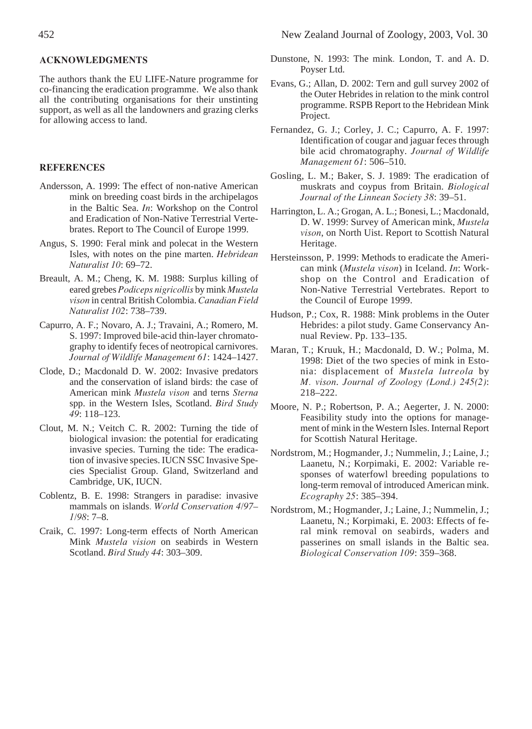## ACKNOWLEDGMENTS

The authors thank the EU LIFE-Nature programme for co-financing the eradication programme. We also thank all the contributing organisations for their unstinting support, as well as all the landowners and grazing clerks for allowing access to land.

## REFERENCES

Andersson, A. 1999: The effect of non-native American mink on breeding coast birds in the archipelagos in the Baltic Sea. *In*: Workshop on the Control and Eradication of Non-Native Terrestrial Vertebrates. Report to The Council of Europe 1999.

Angus, S. 1990: Feral mink and polecat in the Western Isles, with notes on the pine marten. *Hebridean Naturalist 10*: 69–72.

Breault, A. M.; Cheng, K. M. 1988: Surplus killing of eared grebes *Podiceps nigricollis* by mink *Mustela vison* in central British Colombia. *Canadian Field Naturalist 102*: 738–739.

Capurro, A. F.; Novaro, A. J.; Travaini, A.; Romero, M. S. 1997: Improved bile-acid thin-layer chromatography to identify feces of neotropical carnivores. *Journal of Wildlife Management 61*: 1424–1427.

Clode, D.; Macdonald D. W. 2002: Invasive predators and the conservation of island birds: the case of American mink *Mustela vison* and terns *Sterna* spp. in the Western Isles, Scotland. *Bird Study 49*: 118–123.

Clout, M. N.; Veitch C. R. 2002: Turning the tide of biological invasion: the potential for eradicating invasive species. Turning the tide: The eradication of invasive species. IUCN SSC Invasive Species Specialist Group. Gland, Switzerland and Cambridge, UK, IUCN.

Coblentz, B. E. 1998: Strangers in paradise: invasive mammals on islands. *World Conservation 4/97–1/98*: 7–8.

Craik, C. 1997: Long-term effects of North American Mink *Mustela vision* on seabirds in Western Scotland. *Bird Study 44*: 303–309.

Dunstone, N. 1993: The mink. London, T. and A. D. Poyser Ltd.

Evans, G.; Allan, D. 2002: Tern and gull survey 2002 of the Outer Hebrides in relation to the mink control programme. RSPB Report to the Hebridean Mink Project.

Fernandez, G. J.; Corley, J. C.; Capurro, A. F. 1997: Identification of cougar and jaguar feces through bile acid chromatography. *Journal of Wildlife Management 61*: 506–510.

Gosling, L. M.; Baker, S. J. 1989: The eradication of muskrats and coypus from Britain. *Biological Journal of the Linnean Society 38*: 39–51.

Harrington, L. A.; Grogan, A. L.; Bonesi, L.; Macdonald, D. W. 1999: Survey of American mink, *Mustela vison*, on North Uist. Report to Scottish Natural Heritage.

Hersteinsson, P. 1999: Methods to eradicate the American mink (*Mustela vison*) in Iceland. *In*: Workshop on the Control and Eradication of Non-Native Terrestrial Vertebrates. Report to the Council of Europe 1999.

Hudson, P.; Cox, R. 1988: Mink problems in the Outer Hebrides: a pilot study. Game Conservancy Annual Review. Pp. 133–135.

Maran, T.; Kruuk, H.; Macdonald, D. W.; Polma, M. 1998: Diet of the two species of mink in Estonia: displacement of *Mustela lutreola* by *M. vison*. *Journal of Zoology (Lond.) 245(2)*: 218–222.

Moore, N. P.; Robertson, P. A.; Aegerter, J. N. 2000: Feasibility study into the options for management of mink in the Western Isles. Internal Report for Scottish Natural Heritage.

Nordstrom, M.; Hogmander, J.; Nummelin, J.; Laine, J.; Laanetu, N.; Korpimaki, E. 2002: Variable responses of waterfowl breeding populations to long-term removal of introduced American mink. *Ecography 25*: 385–394.

Nordstrom, M.; Hogmander, J.; Laine, J.; Nummelin, J.; Laanetu, N.; Korpimaki, E. 2003: Effects of feral mink removal on seabirds, waders and passerines on small islands in the Baltic sea. *Biological Conservation 109*: 359–368.